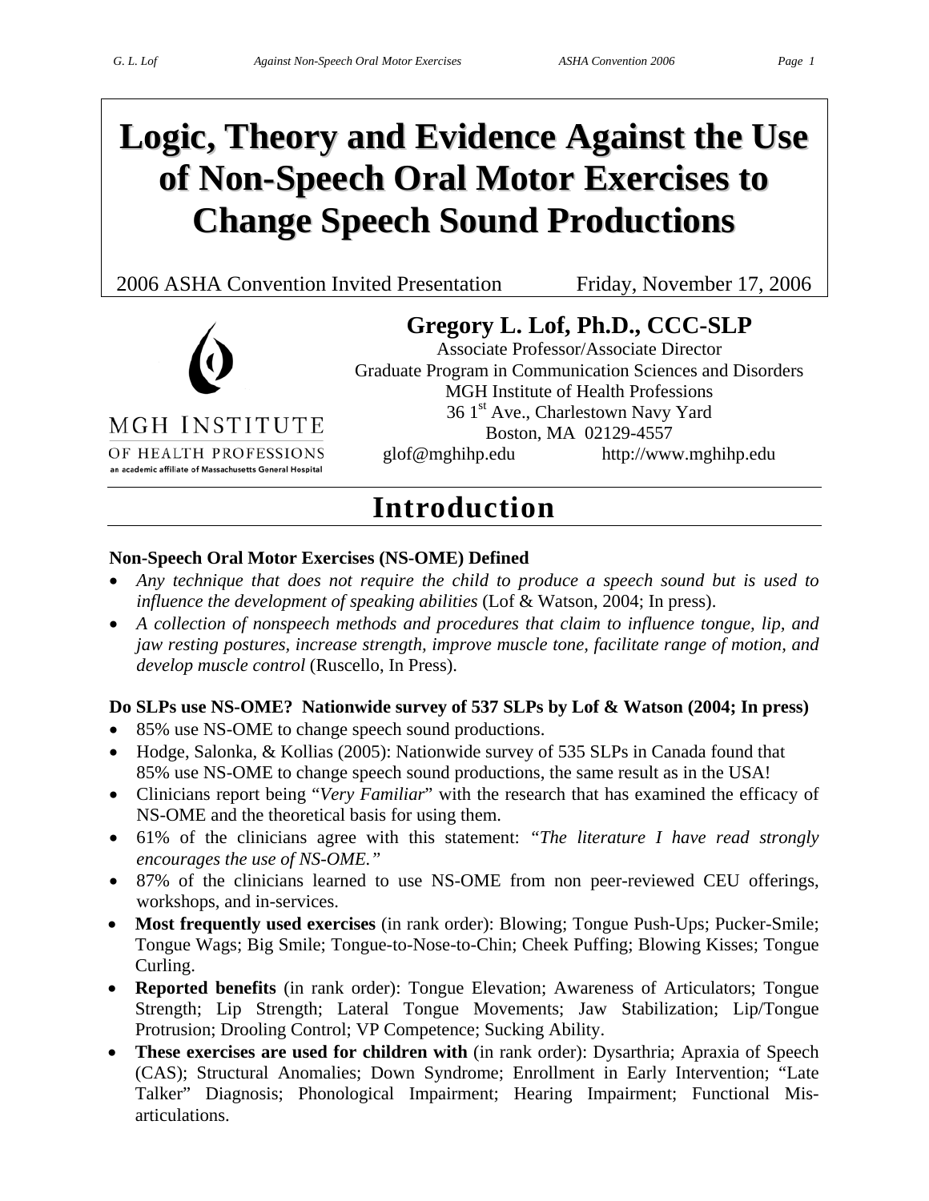# Logic, Theory and Evidence Against the Use of Non-Speech Oral Motor Exercises to Change Speech Sound Productions

2006 ASHA Convention Invited Presentation — Friday, November 17, 2006

MGH INSTITUTE OF HEALTH PROFESSIONS
an academic affiliate of Massachusetts General Hospital

**Gregory L. Lof, Ph.D., CCC-SLP**
Associate Professor/Associate Director
Graduate Program in Communication Sciences and Disorders
MGH Institute of Health Professions
36 1st Ave., Charlestown Navy Yard
Boston, MA 02129-4557
glof@mghihp.edu http://www.mghihp.edu

## Introduction

**Non-Speech Oral Motor Exercises (NS-OME) Defined**

- *Any technique that does not require the child to produce a speech sound but is used to influence the development of speaking abilities* (Lof & Watson, 2004; In press).
- *A collection of nonspeech methods and procedures that claim to influence tongue, lip, and jaw resting postures, increase strength, improve muscle tone, facilitate range of motion, and develop muscle control* (Ruscello, In Press).

**Do SLPs use NS-OME? Nationwide survey of 537 SLPs by Lof & Watson (2004; In press)**

- 85% use NS-OME to change speech sound productions.
- Hodge, Salonka, & Kollias (2005): Nationwide survey of 535 SLPs in Canada found that 85% use NS-OME to change speech sound productions, the same result as in the USA!
- Clinicians report being "*Very Familiar*" with the research that has examined the efficacy of NS-OME and the theoretical basis for using them.
- 61% of the clinicians agree with this statement: *"The literature I have read strongly encourages the use of NS-OME."*
- 87% of the clinicians learned to use NS-OME from non peer-reviewed CEU offerings, workshops, and in-services.
- **Most frequently used exercises** (in rank order): Blowing; Tongue Push-Ups; Pucker-Smile; Tongue Wags; Big Smile; Tongue-to-Nose-to-Chin; Cheek Puffing; Blowing Kisses; Tongue Curling.
- **Reported benefits** (in rank order): Tongue Elevation; Awareness of Articulators; Tongue Strength; Lip Strength; Lateral Tongue Movements; Jaw Stabilization; Lip/Tongue Protrusion; Drooling Control; VP Competence; Sucking Ability.
- **These exercises are used for children with** (in rank order): Dysarthria; Apraxia of Speech (CAS); Structural Anomalies; Down Syndrome; Enrollment in Early Intervention; "Late Talker" Diagnosis; Phonological Impairment; Hearing Impairment; Functional Mis-articulations.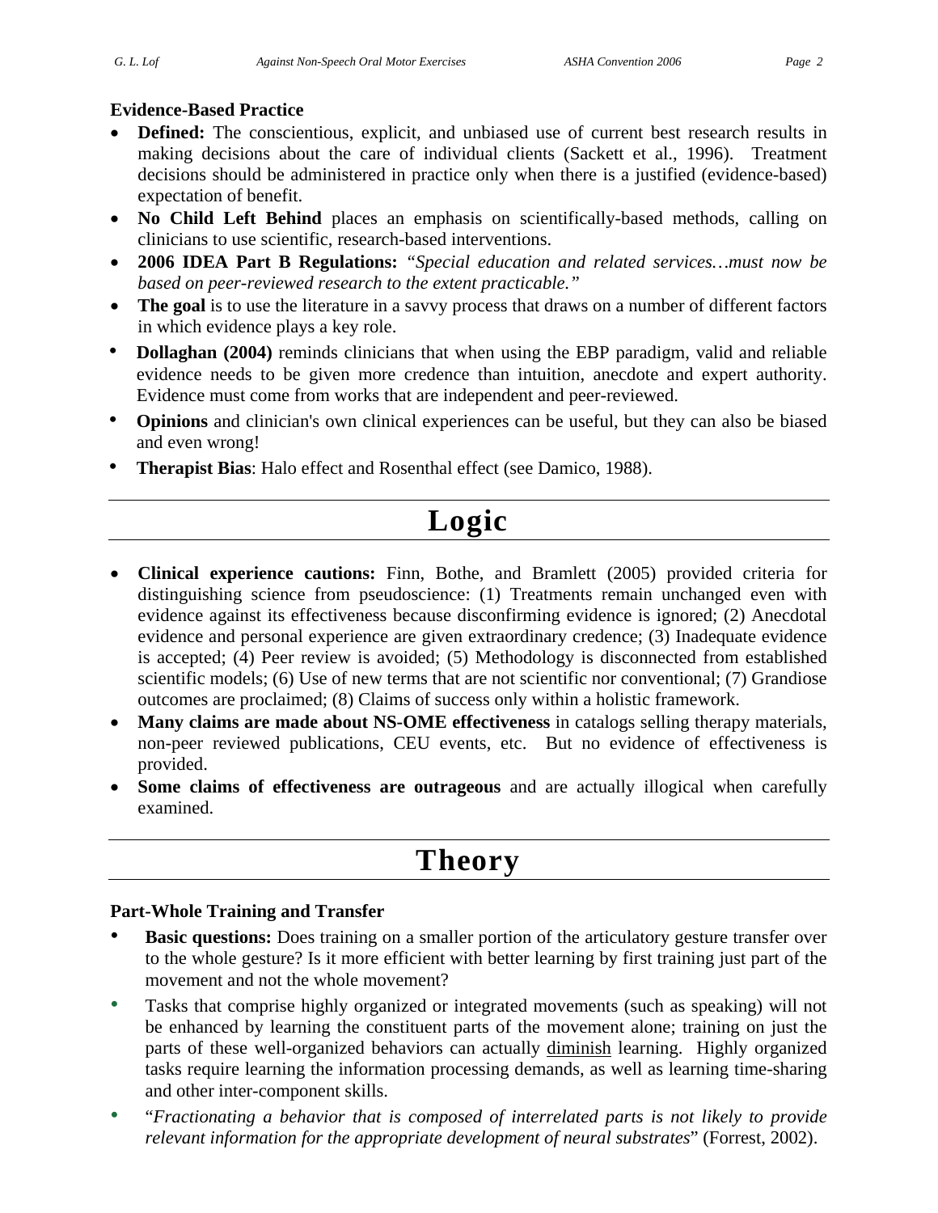**Evidence-Based Practice**

- **Defined:** The conscientious, explicit, and unbiased use of current best research results in making decisions about the care of individual clients (Sackett et al., 1996). Treatment decisions should be administered in practice only when there is a justified (evidence-based) expectation of benefit.
- **No Child Left Behind** places an emphasis on scientifically-based methods, calling on clinicians to use scientific, research-based interventions.
- **2006 IDEA Part B Regulations:** *"Special education and related services…must now be based on peer-reviewed research to the extent practicable."*
- **The goal** is to use the literature in a savvy process that draws on a number of different factors in which evidence plays a key role.
- **Dollaghan (2004)** reminds clinicians that when using the EBP paradigm, valid and reliable evidence needs to be given more credence than intuition, anecdote and expert authority. Evidence must come from works that are independent and peer-reviewed.
- **Opinions** and clinician's own clinical experiences can be useful, but they can also be biased and even wrong!
- **Therapist Bias**: Halo effect and Rosenthal effect (see Damico, 1988).

# Logic

- **Clinical experience cautions:** Finn, Bothe, and Bramlett (2005) provided criteria for distinguishing science from pseudoscience: (1) Treatments remain unchanged even with evidence against its effectiveness because disconfirming evidence is ignored; (2) Anecdotal evidence and personal experience are given extraordinary credence; (3) Inadequate evidence is accepted; (4) Peer review is avoided; (5) Methodology is disconnected from established scientific models; (6) Use of new terms that are not scientific nor conventional; (7) Grandiose outcomes are proclaimed; (8) Claims of success only within a holistic framework.
- **Many claims are made about NS-OME effectiveness** in catalogs selling therapy materials, non-peer reviewed publications, CEU events, etc. But no evidence of effectiveness is provided.
- **Some claims of effectiveness are outrageous** and are actually illogical when carefully examined.

# Theory

**Part-Whole Training and Transfer**

- **Basic questions:** Does training on a smaller portion of the articulatory gesture transfer over to the whole gesture? Is it more efficient with better learning by first training just part of the movement and not the whole movement?
- Tasks that comprise highly organized or integrated movements (such as speaking) will not be enhanced by learning the constituent parts of the movement alone; training on just the parts of these well-organized behaviors can actually diminish learning. Highly organized tasks require learning the information processing demands, as well as learning time-sharing and other inter-component skills.
- "*Fractionating a behavior that is composed of interrelated parts is not likely to provide relevant information for the appropriate development of neural substrates*" (Forrest, 2002).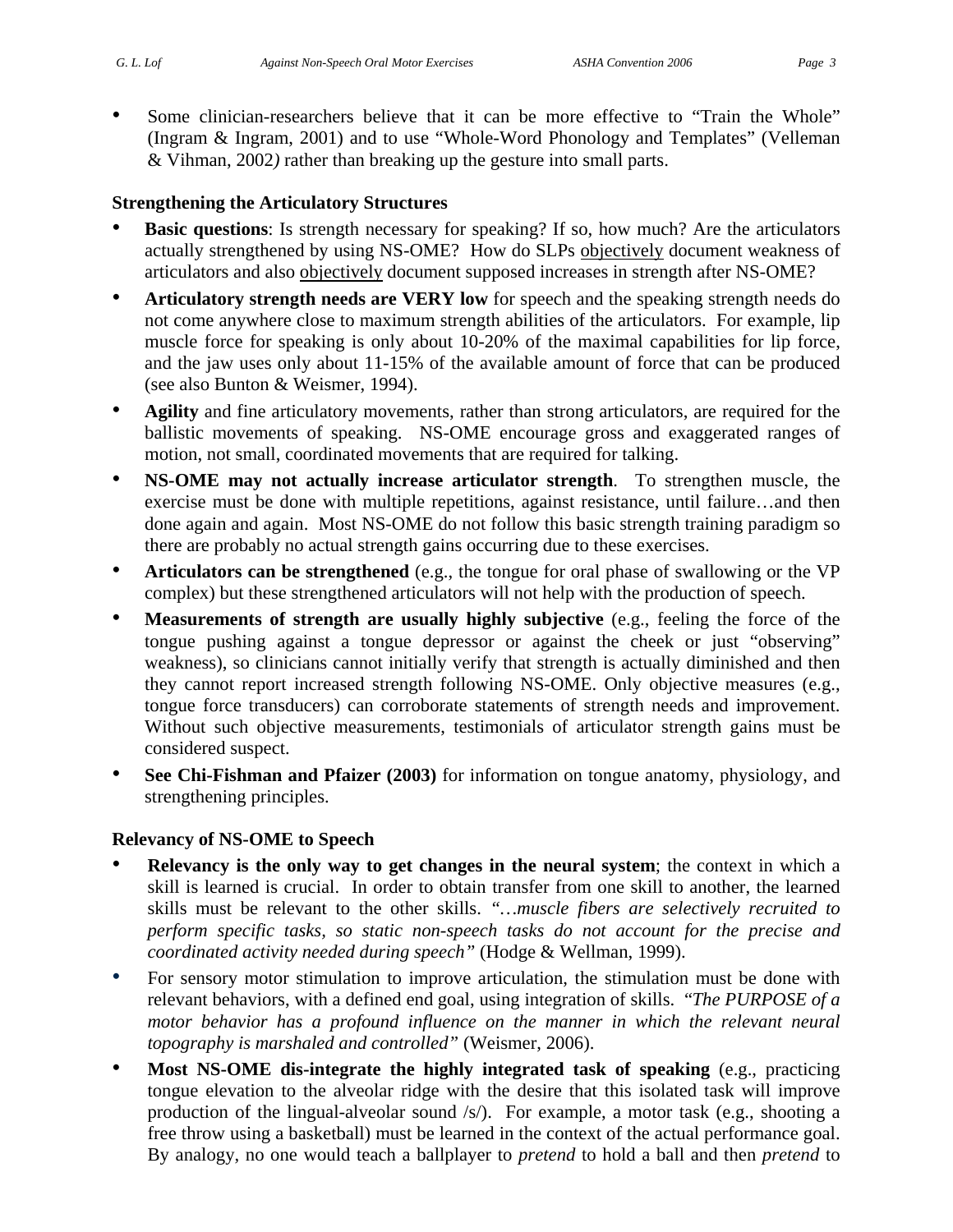- Some clinician-researchers believe that it can be more effective to “Train the Whole” (Ingram & Ingram, 2001) and to use “Whole-Word Phonology and Templates” (Velleman & Vihman, 2002*)* rather than breaking up the gesture into small parts.

**Strengthening the Articulatory Structures**

- **Basic questions**: Is strength necessary for speaking? If so, how much? Are the articulators actually strengthened by using NS-OME? How do SLPs <u>objectively</u> document weakness of articulators and also <u>objectively</u> document supposed increases in strength after NS-OME?
- **Articulatory strength needs are VERY low** for speech and the speaking strength needs do not come anywhere close to maximum strength abilities of the articulators. For example, lip muscle force for speaking is only about 10-20% of the maximal capabilities for lip force, and the jaw uses only about 11-15% of the available amount of force that can be produced (see also Bunton & Weismer, 1994).
- **Agility** and fine articulatory movements, rather than strong articulators, are required for the ballistic movements of speaking. NS-OME encourage gross and exaggerated ranges of motion, not small, coordinated movements that are required for talking.
- **NS-OME may not actually increase articulator strength**. To strengthen muscle, the exercise must be done with multiple repetitions, against resistance, until failure…and then done again and again. Most NS-OME do not follow this basic strength training paradigm so there are probably no actual strength gains occurring due to these exercises.
- **Articulators can be strengthened** (e.g., the tongue for oral phase of swallowing or the VP complex) but these strengthened articulators will not help with the production of speech.
- **Measurements of strength are usually highly subjective** (e.g., feeling the force of the tongue pushing against a tongue depressor or against the cheek or just “observing” weakness), so clinicians cannot initially verify that strength is actually diminished and then they cannot report increased strength following NS-OME. Only objective measures (e.g., tongue force transducers) can corroborate statements of strength needs and improvement. Without such objective measurements, testimonials of articulator strength gains must be considered suspect.
- **See Chi-Fishman and Pfaizer (2003)** for information on tongue anatomy, physiology, and strengthening principles.

**Relevancy of NS-OME to Speech**

- **Relevancy is the only way to get changes in the neural system**; the context in which a skill is learned is crucial. In order to obtain transfer from one skill to another, the learned skills must be relevant to the other skills. *“…muscle fibers are selectively recruited to perform specific tasks, so static non-speech tasks do not account for the precise and coordinated activity needed during speech”* (Hodge & Wellman, 1999).
- For sensory motor stimulation to improve articulation, the stimulation must be done with relevant behaviors, with a defined end goal, using integration of skills. *“The PURPOSE of a motor behavior has a profound influence on the manner in which the relevant neural topography is marshaled and controlled”* (Weismer, 2006).
- **Most NS-OME dis-integrate the highly integrated task of speaking** (e.g., practicing tongue elevation to the alveolar ridge with the desire that this isolated task will improve production of the lingual-alveolar sound /s/). For example, a motor task (e.g., shooting a free throw using a basketball) must be learned in the context of the actual performance goal. By analogy, no one would teach a ballplayer to *pretend* to hold a ball and then *pretend* to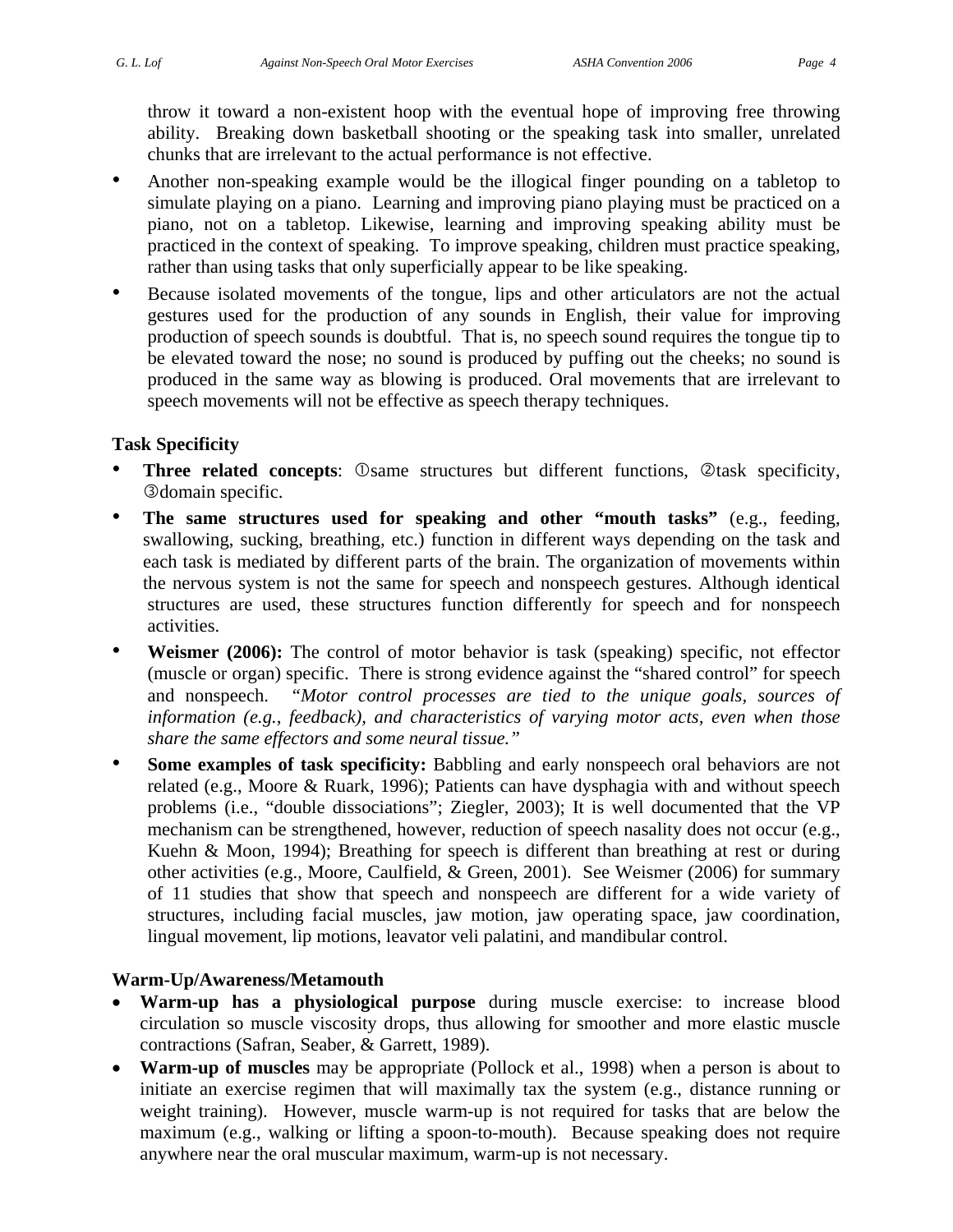throw it toward a non-existent hoop with the eventual hope of improving free throwing ability. Breaking down basketball shooting or the speaking task into smaller, unrelated chunks that are irrelevant to the actual performance is not effective.

- Another non-speaking example would be the illogical finger pounding on a tabletop to simulate playing on a piano. Learning and improving piano playing must be practiced on a piano, not on a tabletop. Likewise, learning and improving speaking ability must be practiced in the context of speaking. To improve speaking, children must practice speaking, rather than using tasks that only superficially appear to be like speaking.
- Because isolated movements of the tongue, lips and other articulators are not the actual gestures used for the production of any sounds in English, their value for improving production of speech sounds is doubtful. That is, no speech sound requires the tongue tip to be elevated toward the nose; no sound is produced by puffing out the cheeks; no sound is produced in the same way as blowing is produced. Oral movements that are irrelevant to speech movements will not be effective as speech therapy techniques.

**Task Specificity**

- **Three related concepts**: ①same structures but different functions, ②task specificity, ③domain specific.
- **The same structures used for speaking and other "mouth tasks"** (e.g., feeding, swallowing, sucking, breathing, etc.) function in different ways depending on the task and each task is mediated by different parts of the brain. The organization of movements within the nervous system is not the same for speech and nonspeech gestures. Although identical structures are used, these structures function differently for speech and for nonspeech activities.
- **Weismer (2006):** The control of motor behavior is task (speaking) specific, not effector (muscle or organ) specific. There is strong evidence against the "shared control" for speech and nonspeech. *"Motor control processes are tied to the unique goals, sources of information (e.g., feedback), and characteristics of varying motor acts, even when those share the same effectors and some neural tissue."*
- **Some examples of task specificity:** Babbling and early nonspeech oral behaviors are not related (e.g., Moore & Ruark, 1996); Patients can have dysphagia with and without speech problems (i.e., "double dissociations"; Ziegler, 2003); It is well documented that the VP mechanism can be strengthened, however, reduction of speech nasality does not occur (e.g., Kuehn & Moon, 1994); Breathing for speech is different than breathing at rest or during other activities (e.g., Moore, Caulfield, & Green, 2001). See Weismer (2006) for summary of 11 studies that show that speech and nonspeech are different for a wide variety of structures, including facial muscles, jaw motion, jaw operating space, jaw coordination, lingual movement, lip motions, leavator veli palatini, and mandibular control.

**Warm-Up/Awareness/Metamouth**

- **Warm-up has a physiological purpose** during muscle exercise: to increase blood circulation so muscle viscosity drops, thus allowing for smoother and more elastic muscle contractions (Safran, Seaber, & Garrett, 1989).
- **Warm-up of muscles** may be appropriate (Pollock et al., 1998) when a person is about to initiate an exercise regimen that will maximally tax the system (e.g., distance running or weight training). However, muscle warm-up is not required for tasks that are below the maximum (e.g., walking or lifting a spoon-to-mouth). Because speaking does not require anywhere near the oral muscular maximum, warm-up is not necessary.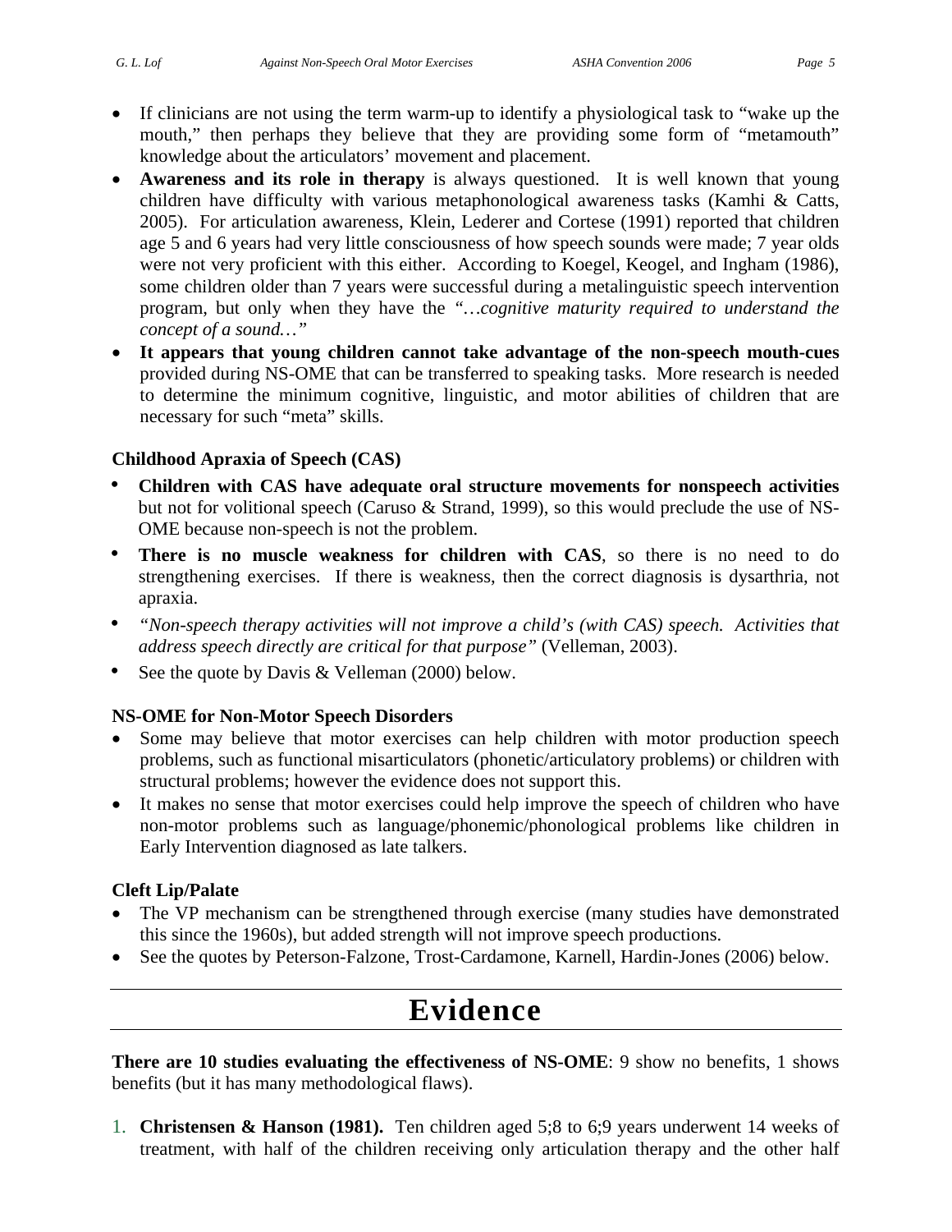- If clinicians are not using the term warm-up to identify a physiological task to "wake up the mouth," then perhaps they believe that they are providing some form of "metamouth" knowledge about the articulators' movement and placement.
- **Awareness and its role in therapy** is always questioned. It is well known that young children have difficulty with various metaphonological awareness tasks (Kamhi & Catts, 2005). For articulation awareness, Klein, Lederer and Cortese (1991) reported that children age 5 and 6 years had very little consciousness of how speech sounds were made; 7 year olds were not very proficient with this either. According to Koegel, Keogel, and Ingham (1986), some children older than 7 years were successful during a metalinguistic speech intervention program, but only when they have the *"…cognitive maturity required to understand the concept of a sound…"*
- **It appears that young children cannot take advantage of the non-speech mouth-cues** provided during NS-OME that can be transferred to speaking tasks. More research is needed to determine the minimum cognitive, linguistic, and motor abilities of children that are necessary for such "meta" skills.

**Childhood Apraxia of Speech (CAS)**

- **Children with CAS have adequate oral structure movements for nonspeech activities** but not for volitional speech (Caruso & Strand, 1999), so this would preclude the use of NS-OME because non-speech is not the problem.
- **There is no muscle weakness for children with CAS**, so there is no need to do strengthening exercises. If there is weakness, then the correct diagnosis is dysarthria, not apraxia.
- *"Non-speech therapy activities will not improve a child's (with CAS) speech. Activities that address speech directly are critical for that purpose"* (Velleman, 2003).
- See the quote by Davis & Velleman (2000) below.

**NS-OME for Non-Motor Speech Disorders**

- Some may believe that motor exercises can help children with motor production speech problems, such as functional misarticulators (phonetic/articulatory problems) or children with structural problems; however the evidence does not support this.
- It makes no sense that motor exercises could help improve the speech of children who have non-motor problems such as language/phonemic/phonological problems like children in Early Intervention diagnosed as late talkers.

**Cleft Lip/Palate**

- The VP mechanism can be strengthened through exercise (many studies have demonstrated this since the 1960s), but added strength will not improve speech productions.
- See the quotes by Peterson-Falzone, Trost-Cardamone, Karnell, Hardin-Jones (2006) below.

# Evidence

**There are 10 studies evaluating the effectiveness of NS-OME**: 9 show no benefits, 1 shows benefits (but it has many methodological flaws).

1. **Christensen & Hanson (1981).** Ten children aged 5;8 to 6;9 years underwent 14 weeks of treatment, with half of the children receiving only articulation therapy and the other half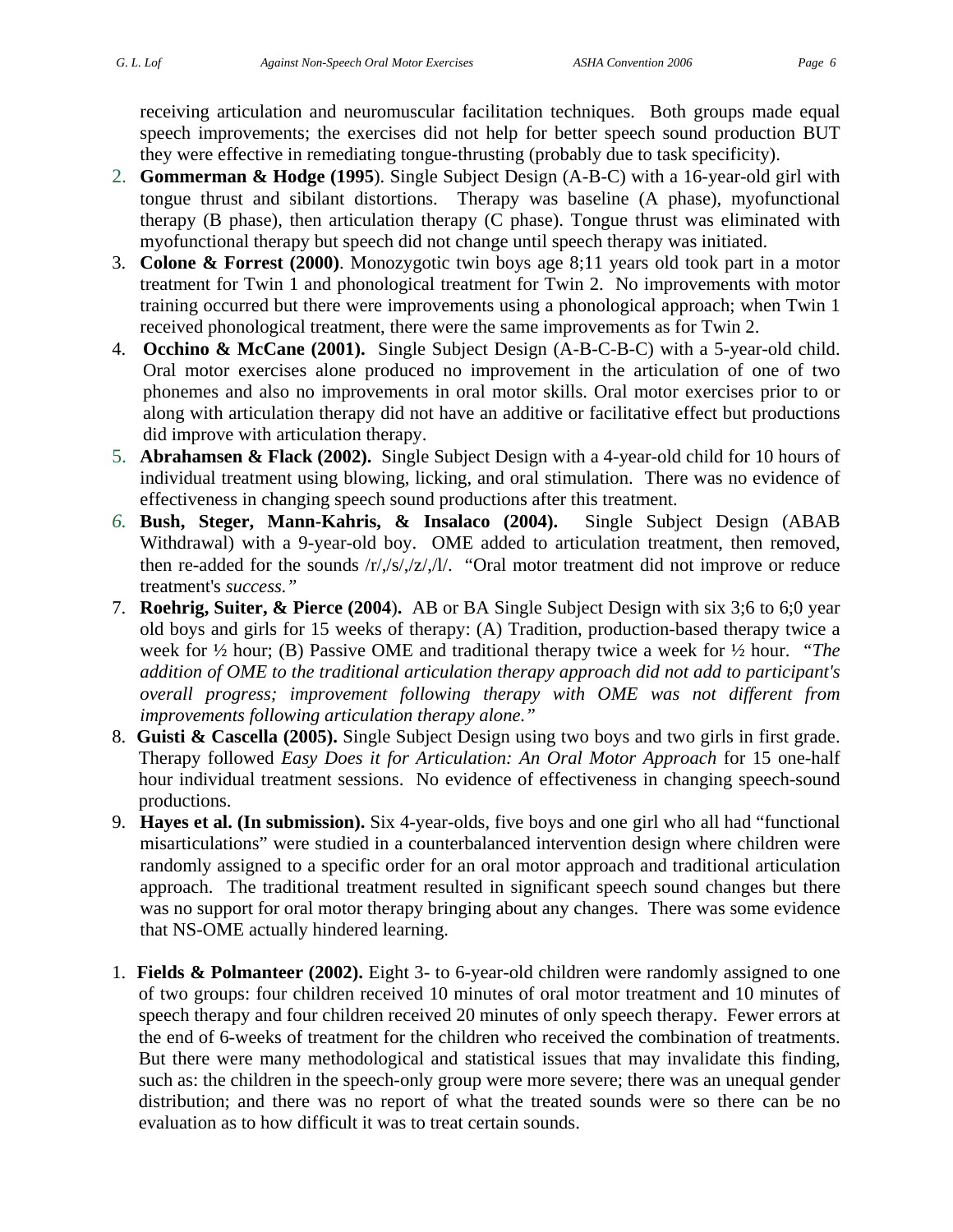receiving articulation and neuromuscular facilitation techniques. Both groups made equal speech improvements; the exercises did not help for better speech sound production BUT they were effective in remediating tongue-thrusting (probably due to task specificity).

2. **Gommerman & Hodge (1995**). Single Subject Design (A-B-C) with a 16-year-old girl with tongue thrust and sibilant distortions. Therapy was baseline (A phase), myofunctional therapy (B phase), then articulation therapy (C phase). Tongue thrust was eliminated with myofunctional therapy but speech did not change until speech therapy was initiated.
3. **Colone & Forrest (2000)**. Monozygotic twin boys age 8;11 years old took part in a motor treatment for Twin 1 and phonological treatment for Twin 2. No improvements with motor training occurred but there were improvements using a phonological approach; when Twin 1 received phonological treatment, there were the same improvements as for Twin 2.
4. **Occhino & McCane (2001).** Single Subject Design (A-B-C-B-C) with a 5-year-old child. Oral motor exercises alone produced no improvement in the articulation of one of two phonemes and also no improvements in oral motor skills. Oral motor exercises prior to or along with articulation therapy did not have an additive or facilitative effect but productions did improve with articulation therapy.
5. **Abrahamsen & Flack (2002).** Single Subject Design with a 4-year-old child for 10 hours of individual treatment using blowing, licking, and oral stimulation. There was no evidence of effectiveness in changing speech sound productions after this treatment.
6. **Bush, Steger, Mann-Kahris, & Insalaco (2004).** Single Subject Design (ABAB Withdrawal) with a 9-year-old boy. OME added to articulation treatment, then removed, then re-added for the sounds /r/,/s/,/z/,/l/. "Oral motor treatment did not improve or reduce treatment's *success."*
7. **Roehrig, Suiter, & Pierce (2004**). AB or BA Single Subject Design with six 3;6 to 6;0 year old boys and girls for 15 weeks of therapy: (A) Tradition, production-based therapy twice a week for ½ hour; (B) Passive OME and traditional therapy twice a week for ½ hour. *"The addition of OME to the traditional articulation therapy approach did not add to participant's overall progress; improvement following therapy with OME was not different from improvements following articulation therapy alone."*
8. **Guisti & Cascella (2005).** Single Subject Design using two boys and two girls in first grade. Therapy followed *Easy Does it for Articulation: An Oral Motor Approach* for 15 one-half hour individual treatment sessions. No evidence of effectiveness in changing speech-sound productions.
9. **Hayes et al. (In submission).** Six 4-year-olds, five boys and one girl who all had "functional misarticulations" were studied in a counterbalanced intervention design where children were randomly assigned to a specific order for an oral motor approach and traditional articulation approach. The traditional treatment resulted in significant speech sound changes but there was no support for oral motor therapy bringing about any changes. There was some evidence that NS-OME actually hindered learning.

1. **Fields & Polmanteer (2002).** Eight 3- to 6-year-old children were randomly assigned to one of two groups: four children received 10 minutes of oral motor treatment and 10 minutes of speech therapy and four children received 20 minutes of only speech therapy. Fewer errors at the end of 6-weeks of treatment for the children who received the combination of treatments. But there were many methodological and statistical issues that may invalidate this finding, such as: the children in the speech-only group were more severe; there was an unequal gender distribution; and there was no report of what the treated sounds were so there can be no evaluation as to how difficult it was to treat certain sounds.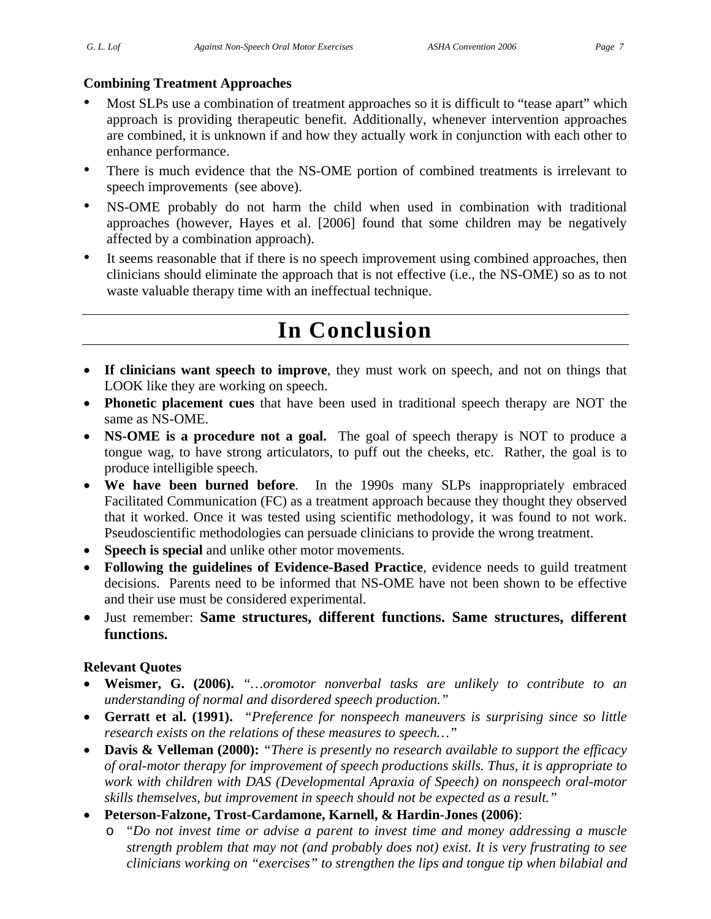### Combining Treatment Approaches

- Most SLPs use a combination of treatment approaches so it is difficult to "tease apart" which approach is providing therapeutic benefit. Additionally, whenever intervention approaches are combined, it is unknown if and how they actually work in conjunction with each other to enhance performance.
- There is much evidence that the NS-OME portion of combined treatments is irrelevant to speech improvements (see above).
- NS-OME probably do not harm the child when used in combination with traditional approaches (however, Hayes et al. [2006] found that some children may be negatively affected by a combination approach).
- It seems reasonable that if there is no speech improvement using combined approaches, then clinicians should eliminate the approach that is not effective (i.e., the NS-OME) so as to not waste valuable therapy time with an ineffectual technique.

# In Conclusion

- **If clinicians want speech to improve**, they must work on speech, and not on things that LOOK like they are working on speech.
- **Phonetic placement cues** that have been used in traditional speech therapy are NOT the same as NS-OME.
- **NS-OME is a procedure not a goal.** The goal of speech therapy is NOT to produce a tongue wag, to have strong articulators, to puff out the cheeks, etc. Rather, the goal is to produce intelligible speech.
- **We have been burned before**. In the 1990s many SLPs inappropriately embraced Facilitated Communication (FC) as a treatment approach because they thought they observed that it worked. Once it was tested using scientific methodology, it was found to not work. Pseudoscientific methodologies can persuade clinicians to provide the wrong treatment.
- **Speech is special** and unlike other motor movements.
- **Following the guidelines of Evidence-Based Practice**, evidence needs to guild treatment decisions. Parents need to be informed that NS-OME have not been shown to be effective and their use must be considered experimental.
- Just remember: **Same structures, different functions. Same structures, different functions.**

### Relevant Quotes

- **Weismer, G. (2006).** *"…oromotor nonverbal tasks are unlikely to contribute to an understanding of normal and disordered speech production."*
- **Gerratt et al. (1991).** *"Preference for nonspeech maneuvers is surprising since so little research exists on the relations of these measures to speech…"*
- **Davis & Velleman (2000):** *"There is presently no research available to support the efficacy of oral-motor therapy for improvement of speech productions skills. Thus, it is appropriate to work with children with DAS (Developmental Apraxia of Speech) on nonspeech oral-motor skills themselves, but improvement in speech should not be expected as a result."*
- **Peterson-Falzone, Trost-Cardamone, Karnell, & Hardin-Jones (2006)**:
  - *"Do not invest time or advise a parent to invest time and money addressing a muscle strength problem that may not (and probably does not) exist. It is very frustrating to see clinicians working on "exercises" to strengthen the lips and tongue tip when bilabial and*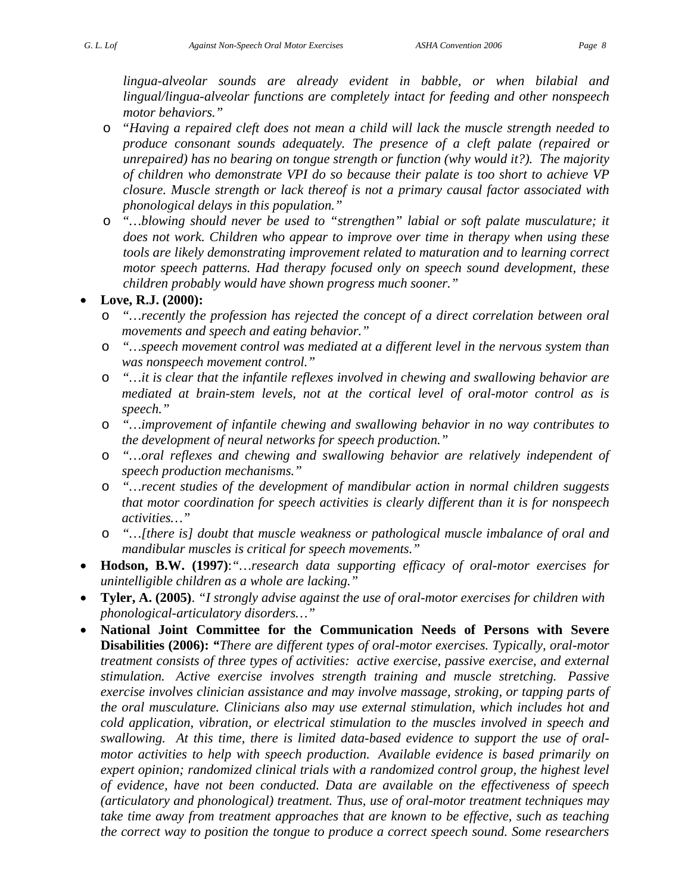*lingua-alveolar sounds are already evident in babble, or when bilabial and lingual/lingua-alveolar functions are completely intact for feeding and other nonspeech motor behaviors."*

  - "*Having a repaired cleft does not mean a child will lack the muscle strength needed to produce consonant sounds adequately. The presence of a cleft palate (repaired or unrepaired) has no bearing on tongue strength or function (why would it?). The majority of children who demonstrate VPI do so because their palate is too short to achieve VP closure. Muscle strength or lack thereof is not a primary causal factor associated with phonological delays in this population.*"
  - "*…blowing should never be used to "strengthen" labial or soft palate musculature; it does not work. Children who appear to improve over time in therapy when using these tools are likely demonstrating improvement related to maturation and to learning correct motor speech patterns. Had therapy focused only on speech sound development, these children probably would have shown progress much sooner.*"

- **Love, R.J. (2000):**
  - *"…recently the profession has rejected the concept of a direct correlation between oral movements and speech and eating behavior."*
  - *"…speech movement control was mediated at a different level in the nervous system than was nonspeech movement control."*
  - *"…it is clear that the infantile reflexes involved in chewing and swallowing behavior are mediated at brain-stem levels, not at the cortical level of oral-motor control as is speech."*
  - *"…improvement of infantile chewing and swallowing behavior in no way contributes to the development of neural networks for speech production."*
  - *"…oral reflexes and chewing and swallowing behavior are relatively independent of speech production mechanisms."*
  - *"…recent studies of the development of mandibular action in normal children suggests that motor coordination for speech activities is clearly different than it is for nonspeech activities…"*
  - *"…[there is] doubt that muscle weakness or pathological muscle imbalance of oral and mandibular muscles is critical for speech movements."*
- **Hodson, B.W. (1997)**:*"…research data supporting efficacy of oral-motor exercises for unintelligible children as a whole are lacking."*
- **Tyler, A. (2005)**. *"I strongly advise against the use of oral-motor exercises for children with phonological-articulatory disorders…"*
- **National Joint Committee for the Communication Needs of Persons with Severe Disabilities (2006): "***There are different types of oral-motor exercises. Typically, oral-motor treatment consists of three types of activities: active exercise, passive exercise, and external stimulation. Active exercise involves strength training and muscle stretching. Passive exercise involves clinician assistance and may involve massage, stroking, or tapping parts of the oral musculature. Clinicians also may use external stimulation, which includes hot and cold application, vibration, or electrical stimulation to the muscles involved in speech and swallowing. At this time, there is limited data-based evidence to support the use of oral-motor activities to help with speech production. Available evidence is based primarily on expert opinion; randomized clinical trials with a randomized control group, the highest level of evidence, have not been conducted. Data are available on the effectiveness of speech (articulatory and phonological) treatment. Thus, use of oral-motor treatment techniques may take time away from treatment approaches that are known to be effective, such as teaching the correct way to position the tongue to produce a correct speech sound. Some researchers*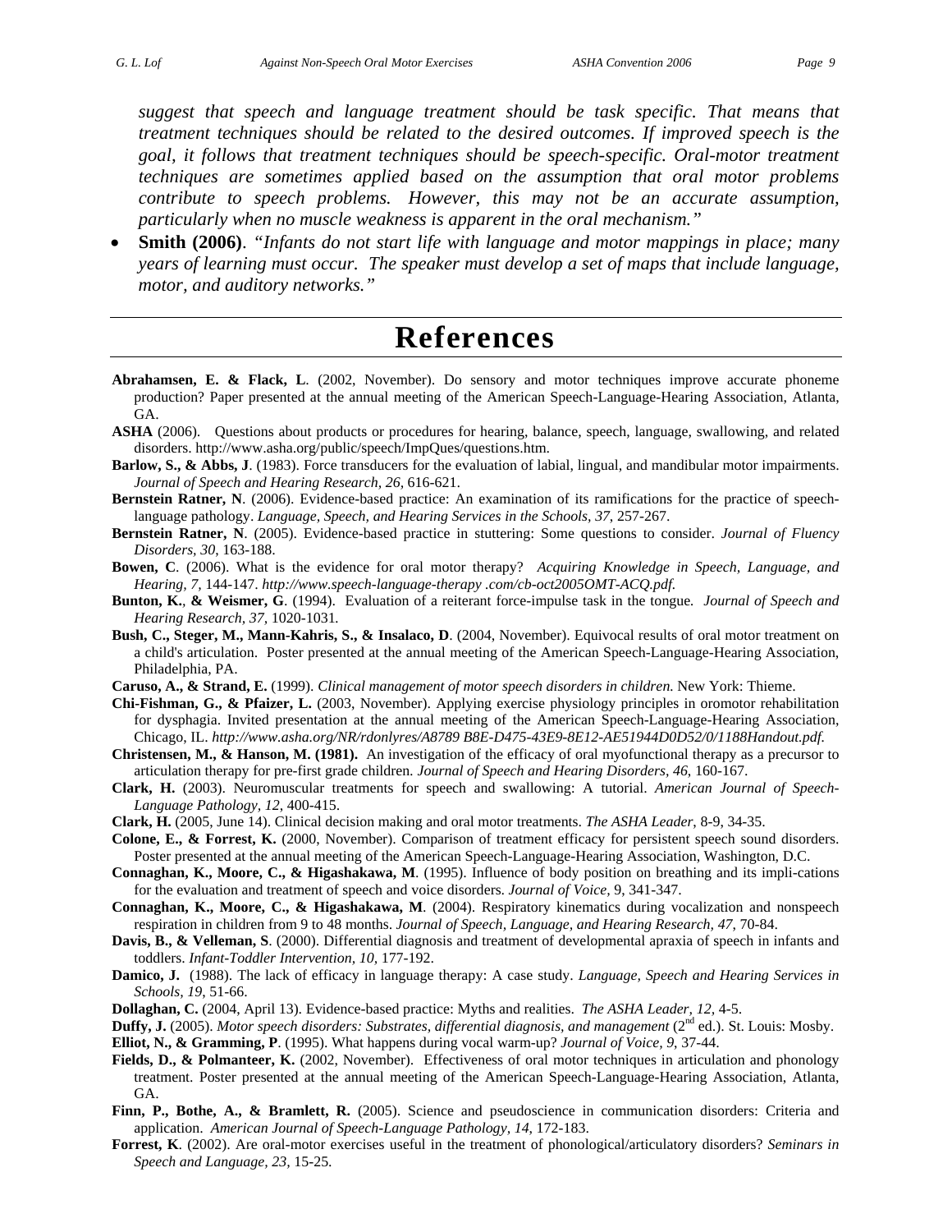*suggest that speech and language treatment should be task specific. That means that treatment techniques should be related to the desired outcomes. If improved speech is the goal, it follows that treatment techniques should be speech-specific. Oral-motor treatment techniques are sometimes applied based on the assumption that oral motor problems contribute to speech problems. However, this may not be an accurate assumption, particularly when no muscle weakness is apparent in the oral mechanism."*

- **Smith (2006)**. *"Infants do not start life with language and motor mappings in place; many years of learning must occur. The speaker must develop a set of maps that include language, motor, and auditory networks."*

# References

**Abrahamsen, E. & Flack, L**. (2002, November). Do sensory and motor techniques improve accurate phoneme production? Paper presented at the annual meeting of the American Speech-Language-Hearing Association, Atlanta, GA.

**ASHA** (2006). Questions about products or procedures for hearing, balance, speech, language, swallowing, and related disorders. http://www.asha.org/public/speech/ImpQues/questions.htm.

**Barlow, S., & Abbs, J**. (1983). Force transducers for the evaluation of labial, lingual, and mandibular motor impairments. *Journal of Speech and Hearing Research, 26,* 616-621.

**Bernstein Ratner, N**. (2006). Evidence-based practice: An examination of its ramifications for the practice of speech-language pathology. *Language, Speech, and Hearing Services in the Schools, 37*, 257-267.

**Bernstein Ratner, N**. (2005). Evidence-based practice in stuttering: Some questions to consider. *Journal of Fluency Disorders, 30*, 163-188.

**Bowen, C**. (2006). What is the evidence for oral motor therapy? *Acquiring Knowledge in Speech, Language, and Hearing, 7*, 144-147. *http://www.speech-language-therapy .com/cb-oct2005OMT-ACQ.pdf.*

**Bunton, K.**, **& Weismer, G**. (1994). Evaluation of a reiterant force-impulse task in the tongue. *Journal of Speech and Hearing Research, 37,* 1020-1031.

**Bush, C., Steger, M., Mann-Kahris, S., & Insalaco, D**. (2004, November). Equivocal results of oral motor treatment on a child's articulation. Poster presented at the annual meeting of the American Speech-Language-Hearing Association, Philadelphia, PA.

**Caruso, A., & Strand, E.** (1999). *Clinical management of motor speech disorders in children.* New York: Thieme.

**Chi-Fishman, G., & Pfaizer, L.** (2003, November). Applying exercise physiology principles in oromotor rehabilitation for dysphagia. Invited presentation at the annual meeting of the American Speech-Language-Hearing Association, Chicago, IL. *http://www.asha.org/NR/rdonlyres/A8789 B8E-D475-43E9-8E12-AE51944D0D52/0/1188Handout.pdf.*

**Christensen, M., & Hanson, M. (1981).** An investigation of the efficacy of oral myofunctional therapy as a precursor to articulation therapy for pre-first grade children. *Journal of Speech and Hearing Disorders, 46*, 160-167.

**Clark, H.** (2003). Neuromuscular treatments for speech and swallowing: A tutorial. *American Journal of Speech-Language Pathology, 12*, 400-415.

**Clark, H.** (2005, June 14). Clinical decision making and oral motor treatments. *The ASHA Leader*, 8-9, 34-35.

**Colone, E., & Forrest, K.** (2000, November). Comparison of treatment efficacy for persistent speech sound disorders. Poster presented at the annual meeting of the American Speech-Language-Hearing Association, Washington, D.C.

**Connaghan, K., Moore, C., & Higashakawa, M**. (1995). Influence of body position on breathing and its impli-cations for the evaluation and treatment of speech and voice disorders. *Journal of Voice,* 9, 341-347.

**Connaghan, K., Moore, C., & Higashakawa, M**. (2004). Respiratory kinematics during vocalization and nonspeech respiration in children from 9 to 48 months. *Journal of Speech, Language, and Hearing Research, 47*, 70-84.

**Davis, B., & Velleman, S**. (2000). Differential diagnosis and treatment of developmental apraxia of speech in infants and toddlers. *Infant-Toddler Intervention, 10*, 177-192.

**Damico, J.** (1988). The lack of efficacy in language therapy: A case study. *Language, Speech and Hearing Services in Schools, 19*, 51-66.

**Dollaghan, C.** (2004, April 13). Evidence-based practice: Myths and realities. *The ASHA Leader, 12*, 4-5.

**Duffy, J.** (2005). *Motor speech disorders: Substrates, differential diagnosis, and management* (2nd ed.). St. Louis: Mosby.

**Elliot, N., & Gramming, P**. (1995). What happens during vocal warm-up? *Journal of Voice, 9*, 37-44.

**Fields, D., & Polmanteer, K.** (2002, November). Effectiveness of oral motor techniques in articulation and phonology treatment. Poster presented at the annual meeting of the American Speech-Language-Hearing Association, Atlanta, GA.

**Finn, P., Bothe, A., & Bramlett, R.** (2005). Science and pseudoscience in communication disorders: Criteria and application. *American Journal of Speech-Language Pathology, 14*, 172-183.

**Forrest, K**. (2002). Are oral-motor exercises useful in the treatment of phonological/articulatory disorders? *Seminars in Speech and Language, 23*, 15-25.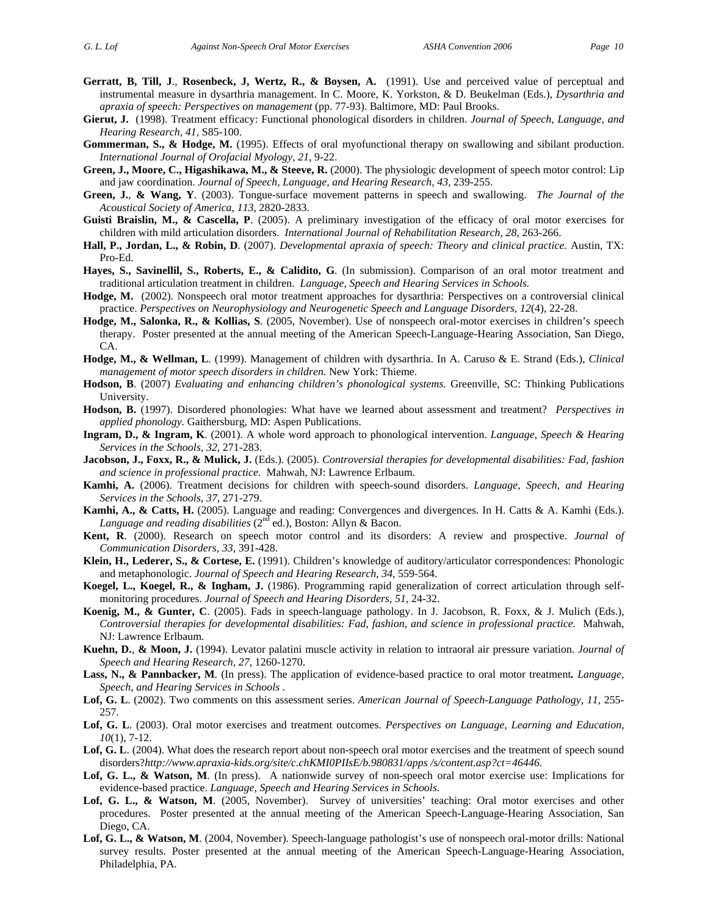**Gerratt, B, Till, J**., **Rosenbeck, J, Wertz, R., & Boysen, A.** (1991). Use and perceived value of perceptual and instrumental measure in dysarthria management. In C. Moore, K. Yorkston, & D. Beukelman (Eds.), *Dysarthria and apraxia of speech: Perspectives on management* (pp. 77-93). Baltimore, MD: Paul Brooks.

**Gierut, J.** (1998). Treatment efficacy: Functional phonological disorders in children. *Journal of Speech, Language, and Hearing Research, 41*, S85-100.

**Gommerman, S., & Hodge, M.** (1995). Effects of oral myofunctional therapy on swallowing and sibilant production. *International Journal of Orofacial Myology, 21*, 9-22.

**Green, J., Moore, C., Higashikawa, M., & Steeve, R.** (2000). The physiologic development of speech motor control: Lip and jaw coordination. *Journal of Speech, Language, and Hearing Research, 43*, 239-255.

**Green, J.**, **& Wang, Y**. (2003). Tongue-surface movement patterns in speech and swallowing. *The Journal of the Acoustical Society of America, 113*, 2820-2833.

**Guisti Braislin, M., & Cascella, P**. (2005). A preliminary investigation of the efficacy of oral motor exercises for children with mild articulation disorders. *International Journal of Rehabilitation Research, 28*, 263-266.

**Hall, P., Jordan, L., & Robin, D**. (2007). *Developmental apraxia of speech: Theory and clinical practice.* Austin, TX: Pro-Ed.

**Hayes, S., Savinellil, S., Roberts, E., & Calidito, G**. (In submission). Comparison of an oral motor treatment and traditional articulation treatment in children. *Language, Speech and Hearing Services in Schools.*

**Hodge, M.** (2002). Nonspeech oral motor treatment approaches for dysarthria: Perspectives on a controversial clinical practice. *Perspectives on Neurophysiology and Neurogenetic Speech and Language Disorders, 12*(4), 22-28.

**Hodge, M., Salonka, R., & Kollias, S**. (2005, November). Use of nonspeech oral-motor exercises in children's speech therapy. Poster presented at the annual meeting of the American Speech-Language-Hearing Association, San Diego, CA.

**Hodge, M., & Wellman, L**. (1999). Management of children with dysarthria. In A. Caruso & E. Strand (Eds.), *Clinical management of motor speech disorders in children.* New York: Thieme.

**Hodson, B**. (2007) *Evaluating and enhancing children's phonological systems.* Greenville, SC: Thinking Publications University.

**Hodson, B.** (1997). Disordered phonologies: What have we learned about assessment and treatment? *Perspectives in applied phonology.* Gaithersburg, MD: Aspen Publications.

**Ingram, D., & Ingram, K**. (2001). A whole word approach to phonological intervention. *Language, Speech & Hearing Services in the Schools, 32*, 271-283.

**Jacobson, J., Foxx, R., & Mulick, J.** (Eds.). (2005). *Controversial therapies for developmental disabilities: Fad, fashion and science in professional practice.* Mahwah, NJ: Lawrence Erlbaum.

**Kamhi, A.** (2006). Treatment decisions for children with speech-sound disorders. *Language, Speech, and Hearing Services in the Schools, 37*, 271-279.

**Kamhi, A., & Catts, H.** (2005). Language and reading: Convergences and divergences. In H. Catts & A. Kamhi (Eds.). *Language and reading disabilities* (2nd ed.), Boston: Allyn & Bacon.

**Kent, R**. (2000). Research on speech motor control and its disorders: A review and prospective. *Journal of Communication Disorders, 33*, 391-428.

**Klein, H., Lederer, S., & Cortese, E.** (1991). Children's knowledge of auditory/articulator correspondences: Phonologic and metaphonologic. *Journal of Speech and Hearing Research, 34*, 559-564.

**Koegel, L., Koegel, R., & Ingham, J.** (1986). Programming rapid generalization of correct articulation through self-monitoring procedures. *Journal of Speech and Hearing Disorders, 51*, 24-32.

**Koenig, M., & Gunter, C**. (2005). Fads in speech-language pathology. In J. Jacobson, R. Foxx, & J. Mulich (Eds.), *Controversial therapies for developmental disabilities: Fad, fashion, and science in professional practice.* Mahwah, NJ: Lawrence Erlbaum.

**Kuehn, D.**, **& Moon, J.** (1994). Levator palatini muscle activity in relation to intraoral air pressure variation. *Journal of Speech and Hearing Research, 27*, 1260-1270.

**Lass, N., & Pannbacker, M**. (In press). The application of evidence-based practice to oral motor treatment**.** *Language, Speech, and Hearing Services in Schools* .

**Lof, G. L**. (2002). Two comments on this assessment series. *American Journal of Speech-Language Pathology, 11*, 255-257.

**Lof, G. L**. (2003). Oral motor exercises and treatment outcomes. *Perspectives on Language, Learning and Education, 10*(1), 7-12.

**Lof, G. L**. (2004). What does the research report about non-speech oral motor exercises and the treatment of speech sound disorders?*http://www.apraxia-kids.org/site/c.chKMI0PIIsE/b.980831/apps /s/content.asp?ct=46446.*

**Lof, G. L., & Watson, M**. (In press). A nationwide survey of non-speech oral motor exercise use: Implications for evidence-based practice. *Language, Speech and Hearing Services in Schools.*

**Lof, G. L., & Watson, M**. (2005, November). Survey of universities' teaching: Oral motor exercises and other procedures. Poster presented at the annual meeting of the American Speech-Language-Hearing Association, San Diego, CA.

**Lof, G. L., & Watson, M**. (2004, November). Speech-language pathologist's use of nonspeech oral-motor drills: National survey results. Poster presented at the annual meeting of the American Speech-Language-Hearing Association, Philadelphia, PA.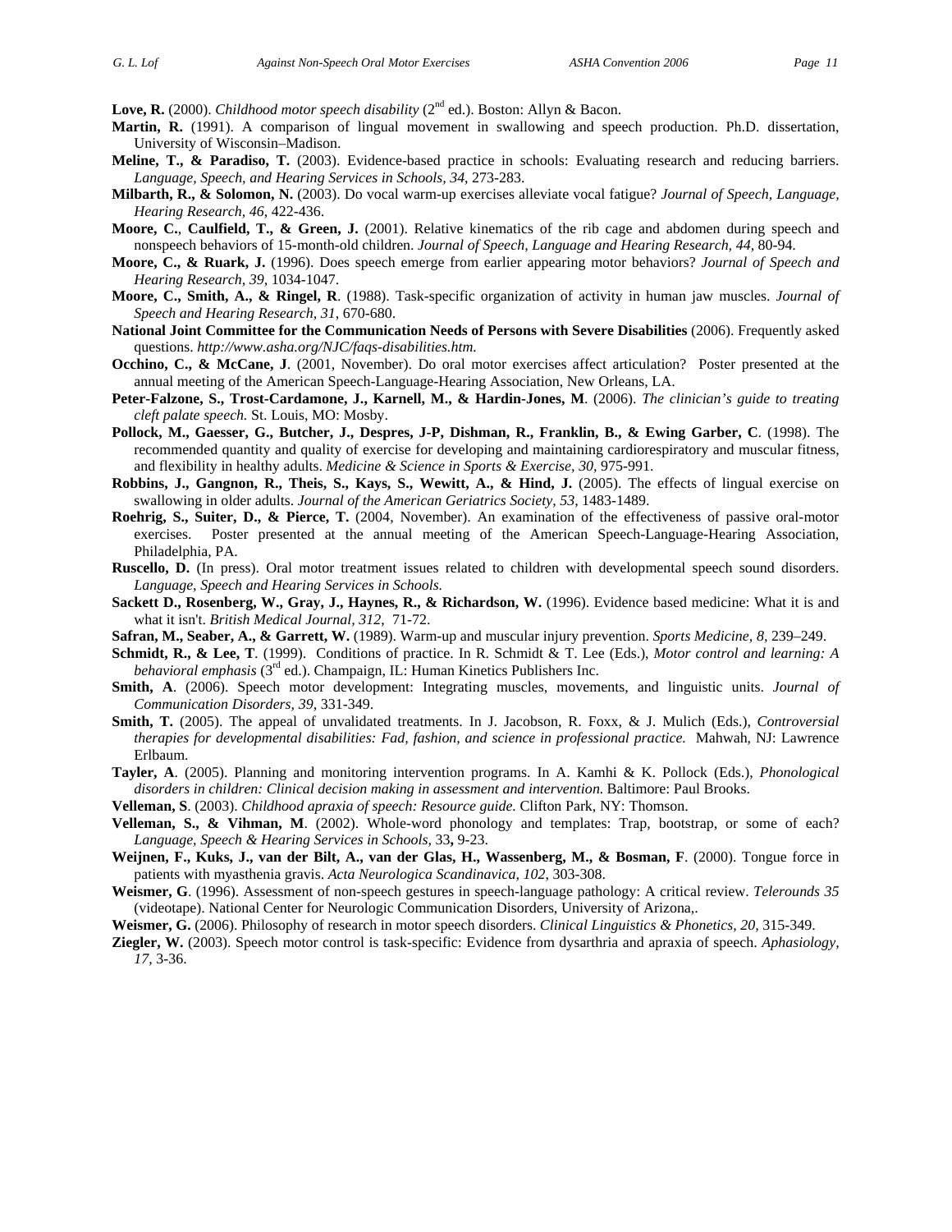**Love, R.** (2000). *Childhood motor speech disability* (2nd ed.). Boston: Allyn & Bacon.

**Martin, R.** (1991). A comparison of lingual movement in swallowing and speech production. Ph.D. dissertation, University of Wisconsin–Madison.

**Meline, T., & Paradiso, T.** (2003). Evidence-based practice in schools: Evaluating research and reducing barriers. *Language, Speech, and Hearing Services in Schools, 34*, 273-283.

**Milbarth, R., & Solomon, N.** (2003). Do vocal warm-up exercises alleviate vocal fatigue? *Journal of Speech, Language, Hearing Research, 46*, 422-436.

**Moore, C.**, **Caulfield, T., & Green, J.** (2001). Relative kinematics of the rib cage and abdomen during speech and nonspeech behaviors of 15-month-old children. *Journal of Speech, Language and Hearing Research, 44*, 80-94.

**Moore, C., & Ruark, J.** (1996). Does speech emerge from earlier appearing motor behaviors? *Journal of Speech and Hearing Research, 39*, 1034-1047.

**Moore, C., Smith, A., & Ringel, R**. (1988). Task-specific organization of activity in human jaw muscles. *Journal of Speech and Hearing Research, 31*, 670-680.

**National Joint Committee for the Communication Needs of Persons with Severe Disabilities** (2006). Frequently asked questions. *http://www.asha.org/NJC/faqs-disabilities.htm.*

**Occhino, C., & McCane, J**. (2001, November). Do oral motor exercises affect articulation? Poster presented at the annual meeting of the American Speech-Language-Hearing Association, New Orleans, LA.

**Peter-Falzone, S., Trost-Cardamone, J., Karnell, M., & Hardin-Jones, M**. (2006). *The clinician's guide to treating cleft palate speech.* St. Louis, MO: Mosby.

**Pollock, M., Gaesser, G., Butcher, J., Despres, J-P, Dishman, R., Franklin, B., & Ewing Garber, C**. (1998). The recommended quantity and quality of exercise for developing and maintaining cardiorespiratory and muscular fitness, and flexibility in healthy adults. *Medicine & Science in Sports & Exercise, 30,* 975-991.

**Robbins, J., Gangnon, R., Theis, S., Kays, S., Wewitt, A., & Hind, J.** (2005). The effects of lingual exercise on swallowing in older adults. *Journal of the American Geriatrics Society, 53,* 1483-1489.

**Roehrig, S., Suiter, D., & Pierce, T.** (2004, November). An examination of the effectiveness of passive oral-motor exercises. Poster presented at the annual meeting of the American Speech-Language-Hearing Association, Philadelphia, PA.

**Ruscello, D.** (In press). Oral motor treatment issues related to children with developmental speech sound disorders. *Language, Speech and Hearing Services in Schools.*

**Sackett D., Rosenberg, W., Gray, J., Haynes, R., & Richardson, W.** (1996). Evidence based medicine: What it is and what it isn't. *British Medical Journal, 312*, 71-72.

**Safran, M., Seaber, A., & Garrett, W.** (1989). Warm-up and muscular injury prevention. *Sports Medicine, 8,* 239–249.

**Schmidt, R., & Lee, T**. (1999). Conditions of practice. In R. Schmidt & T. Lee (Eds.), *Motor control and learning: A behavioral emphasis* (3rd ed.). Champaign, IL: Human Kinetics Publishers Inc.

**Smith, A**. (2006). Speech motor development: Integrating muscles, movements, and linguistic units. *Journal of Communication Disorders, 39*, 331-349.

**Smith, T.** (2005). The appeal of unvalidated treatments. In J. Jacobson, R. Foxx, & J. Mulich (Eds.), *Controversial therapies for developmental disabilities: Fad, fashion, and science in professional practice.* Mahwah, NJ: Lawrence Erlbaum.

**Tayler, A**. (2005). Planning and monitoring intervention programs. In A. Kamhi & K. Pollock (Eds.), *Phonological disorders in children: Clinical decision making in assessment and intervention.* Baltimore: Paul Brooks.

**Velleman, S**. (2003). *Childhood apraxia of speech: Resource guide.* Clifton Park, NY: Thomson.

**Velleman, S., & Vihman, M**. (2002). Whole-word phonology and templates: Trap, bootstrap, or some of each? *Language, Speech & Hearing Services in Schools,* 33**,** 9-23.

**Weijnen, F., Kuks, J., van der Bilt, A., van der Glas, H., Wassenberg, M., & Bosman, F**. (2000). Tongue force in patients with myasthenia gravis. *Acta Neurologica Scandinavica, 102*, 303-308.

**Weismer, G**. (1996). Assessment of non-speech gestures in speech-language pathology: A critical review. *Telerounds 35* (videotape). National Center for Neurologic Communication Disorders, University of Arizona,.

**Weismer, G.** (2006). Philosophy of research in motor speech disorders. *Clinical Linguistics & Phonetics, 20,* 315-349.

**Ziegler, W.** (2003). Speech motor control is task-specific: Evidence from dysarthria and apraxia of speech. *Aphasiology, 17*, 3-36.